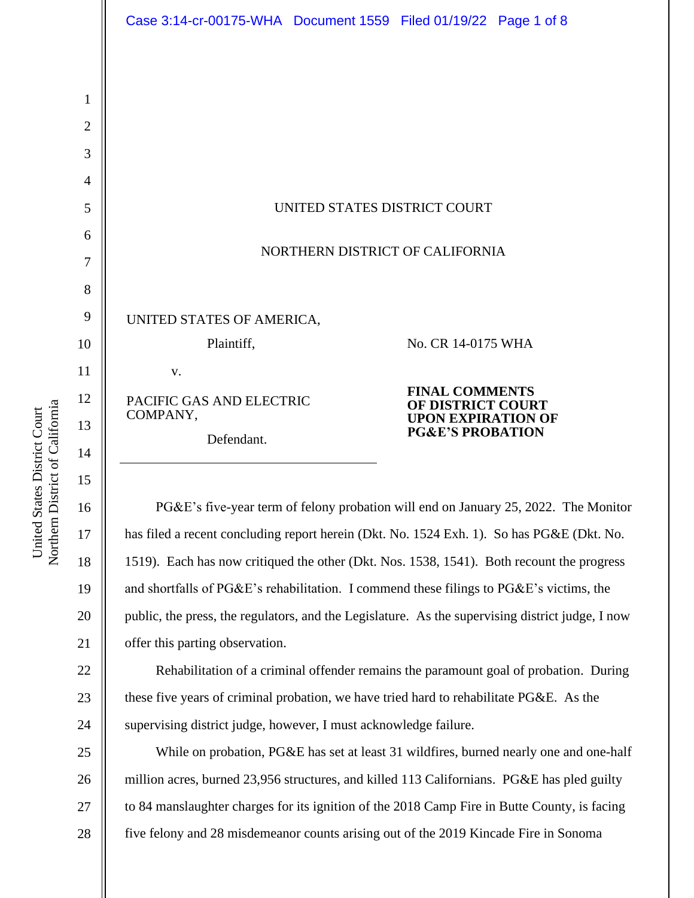UNITED STATES DISTRICT COURT

NORTHERN DISTRICT OF CALIFORNIA

UNITED STATES OF AMERICA,

Plaintiff,

v.

PACIFIC GAS AND ELECTRIC COMPANY,

Defendant.

No. CR 14-0175 WHA

**FINAL COMMENTS OF DISTRICT COURT UPON EXPIRATION OF PG&E'S PROBATION**

PG&E's five-year term of felony probation will end on January 25, 2022. The Monitor has filed a recent concluding report herein (Dkt. No. 1524 Exh. 1). So has PG&E (Dkt. No. 1519). Each has now critiqued the other (Dkt. Nos. 1538, 1541). Both recount the progress and shortfalls of PG&E's rehabilitation. I commend these filings to PG&E's victims, the public, the press, the regulators, and the Legislature. As the supervising district judge, I now offer this parting observation.

Rehabilitation of a criminal offender remains the paramount goal of probation. During these five years of criminal probation, we have tried hard to rehabilitate PG&E. As the supervising district judge, however, I must acknowledge failure.

While on probation, PG&E has set at least 31 wildfires, burned nearly one and one-half million acres, burned 23,956 structures, and killed 113 Californians. PG&E has pled guilty to 84 manslaughter charges for its ignition of the 2018 Camp Fire in Butte County, is facing five felony and 28 misdemeanor counts arising out of the 2019 Kincade Fire in Sonoma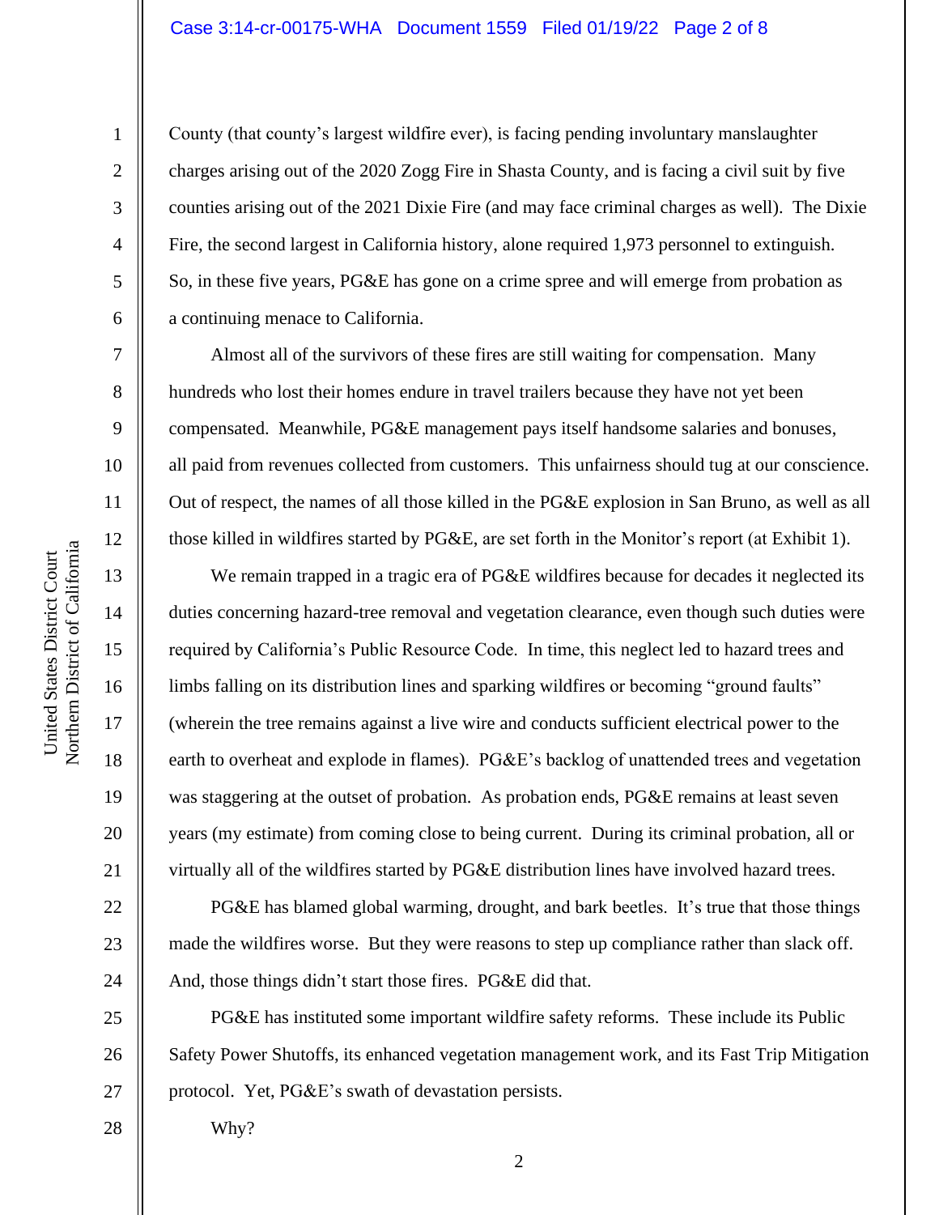County (that county's largest wildfire ever), is facing pending involuntary manslaughter charges arising out of the 2020 Zogg Fire in Shasta County, and is facing a civil suit by five counties arising out of the 2021 Dixie Fire (and may face criminal charges as well). The Dixie Fire, the second largest in California history, alone required 1,973 personnel to extinguish. So, in these five years, PG&E has gone on a crime spree and will emerge from probation as a continuing menace to California.

Almost all of the survivors of these fires are still waiting for compensation. Many hundreds who lost their homes endure in travel trailers because they have not yet been compensated. Meanwhile, PG&E management pays itself handsome salaries and bonuses, all paid from revenues collected from customers. This unfairness should tug at our conscience. Out of respect, the names of all those killed in the PG&E explosion in San Bruno, as well as all those killed in wildfires started by PG&E, are set forth in the Monitor's report (at Exhibit 1).

We remain trapped in a tragic era of PG&E wildfires because for decades it neglected its duties concerning hazard-tree removal and vegetation clearance, even though such duties were required by California's Public Resource Code. In time, this neglect led to hazard trees and limbs falling on its distribution lines and sparking wildfires or becoming "ground faults" (wherein the tree remains against a live wire and conducts sufficient electrical power to the earth to overheat and explode in flames). PG&E's backlog of unattended trees and vegetation was staggering at the outset of probation. As probation ends, PG&E remains at least seven years (my estimate) from coming close to being current. During its criminal probation, all or virtually all of the wildfires started by PG&E distribution lines have involved hazard trees.

PG&E has blamed global warming, drought, and bark beetles. It's true that those things made the wildfires worse. But they were reasons to step up compliance rather than slack off. And, those things didn't start those fires. PG&E did that.

PG&E has instituted some important wildfire safety reforms. These include its Public Safety Power Shutoffs, its enhanced vegetation management work, and its Fast Trip Mitigation protocol. Yet, PG&E's swath of devastation persists.

Why?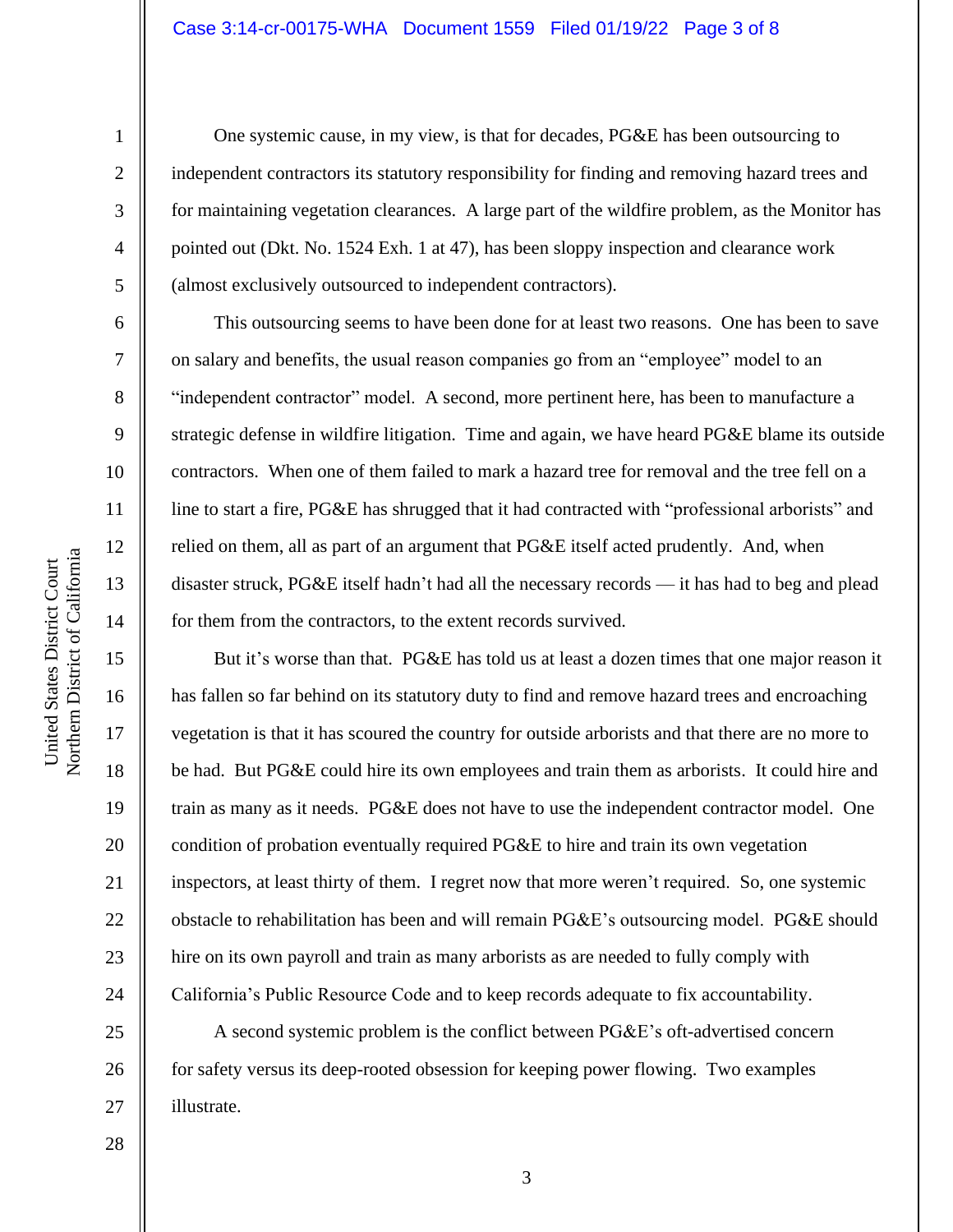One systemic cause, in my view, is that for decades, PG&E has been outsourcing to independent contractors its statutory responsibility for finding and removing hazard trees and for maintaining vegetation clearances. A large part of the wildfire problem, as the Monitor has pointed out (Dkt. No. 1524 Exh. 1 at 47), has been sloppy inspection and clearance work (almost exclusively outsourced to independent contractors).

This outsourcing seems to have been done for at least two reasons. One has been to save on salary and benefits, the usual reason companies go from an "employee" model to an "independent contractor" model. A second, more pertinent here, has been to manufacture a strategic defense in wildfire litigation. Time and again, we have heard PG&E blame its outside contractors. When one of them failed to mark a hazard tree for removal and the tree fell on a line to start a fire, PG&E has shrugged that it had contracted with "professional arborists" and relied on them, all as part of an argument that PG&E itself acted prudently. And, when disaster struck, PG&E itself hadn't had all the necessary records — it has had to beg and plead for them from the contractors, to the extent records survived.

But it's worse than that. PG&E has told us at least a dozen times that one major reason it has fallen so far behind on its statutory duty to find and remove hazard trees and encroaching vegetation is that it has scoured the country for outside arborists and that there are no more to be had. But PG&E could hire its own employees and train them as arborists. It could hire and train as many as it needs. PG&E does not have to use the independent contractor model. One condition of probation eventually required PG&E to hire and train its own vegetation inspectors, at least thirty of them. I regret now that more weren't required. So, one systemic obstacle to rehabilitation has been and will remain PG&E's outsourcing model. PG&E should hire on its own payroll and train as many arborists as are needed to fully comply with California's Public Resource Code and to keep records adequate to fix accountability.

A second systemic problem is the conflict between PG&E's oft-advertised concern for safety versus its deep-rooted obsession for keeping power flowing. Two examples illustrate.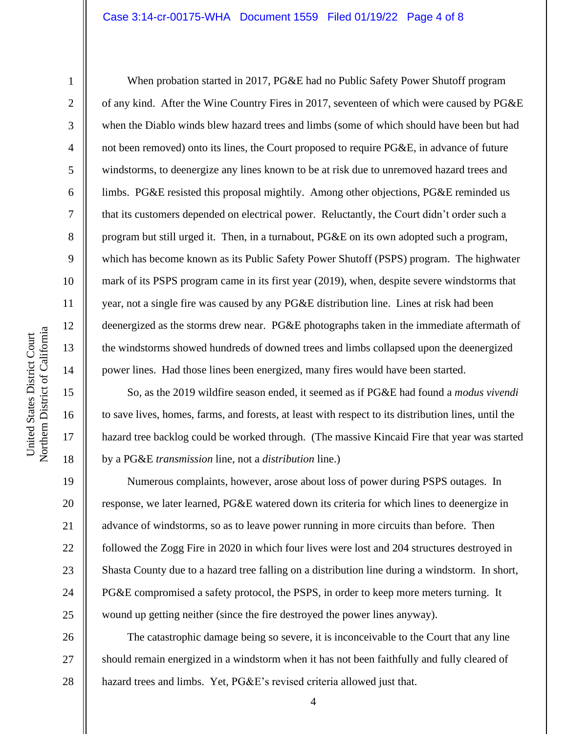When probation started in 2017, PG&E had no Public Safety Power Shutoff program of any kind. After the Wine Country Fires in 2017, seventeen of which were caused by PG&E when the Diablo winds blew hazard trees and limbs (some of which should have been but had not been removed) onto its lines, the Court proposed to require PG&E, in advance of future windstorms, to deenergize any lines known to be at risk due to unremoved hazard trees and limbs. PG&E resisted this proposal mightily. Among other objections, PG&E reminded us that its customers depended on electrical power. Reluctantly, the Court didn't order such a program but still urged it. Then, in a turnabout, PG&E on its own adopted such a program, which has become known as its Public Safety Power Shutoff (PSPS) program. The highwater mark of its PSPS program came in its first year (2019), when, despite severe windstorms that year, not a single fire was caused by any PG&E distribution line. Lines at risk had been deenergized as the storms drew near. PG&E photographs taken in the immediate aftermath of the windstorms showed hundreds of downed trees and limbs collapsed upon the deenergized power lines. Had those lines been energized, many fires would have been started.

So, as the 2019 wildfire season ended, it seemed as if PG&E had found a *modus vivendi* to save lives, homes, farms, and forests, at least with respect to its distribution lines, until the hazard tree backlog could be worked through. (The massive Kincaid Fire that year was started by a PG&E *transmission* line, not a *distribution* line.)

Numerous complaints, however, arose about loss of power during PSPS outages. In response, we later learned, PG&E watered down its criteria for which lines to deenergize in advance of windstorms, so as to leave power running in more circuits than before. Then followed the Zogg Fire in 2020 in which four lives were lost and 204 structures destroyed in Shasta County due to a hazard tree falling on a distribution line during a windstorm. In short, PG&E compromised a safety protocol, the PSPS, in order to keep more meters turning. It wound up getting neither (since the fire destroyed the power lines anyway).

The catastrophic damage being so severe, it is inconceivable to the Court that any line should remain energized in a windstorm when it has not been faithfully and fully cleared of hazard trees and limbs. Yet, PG&E's revised criteria allowed just that.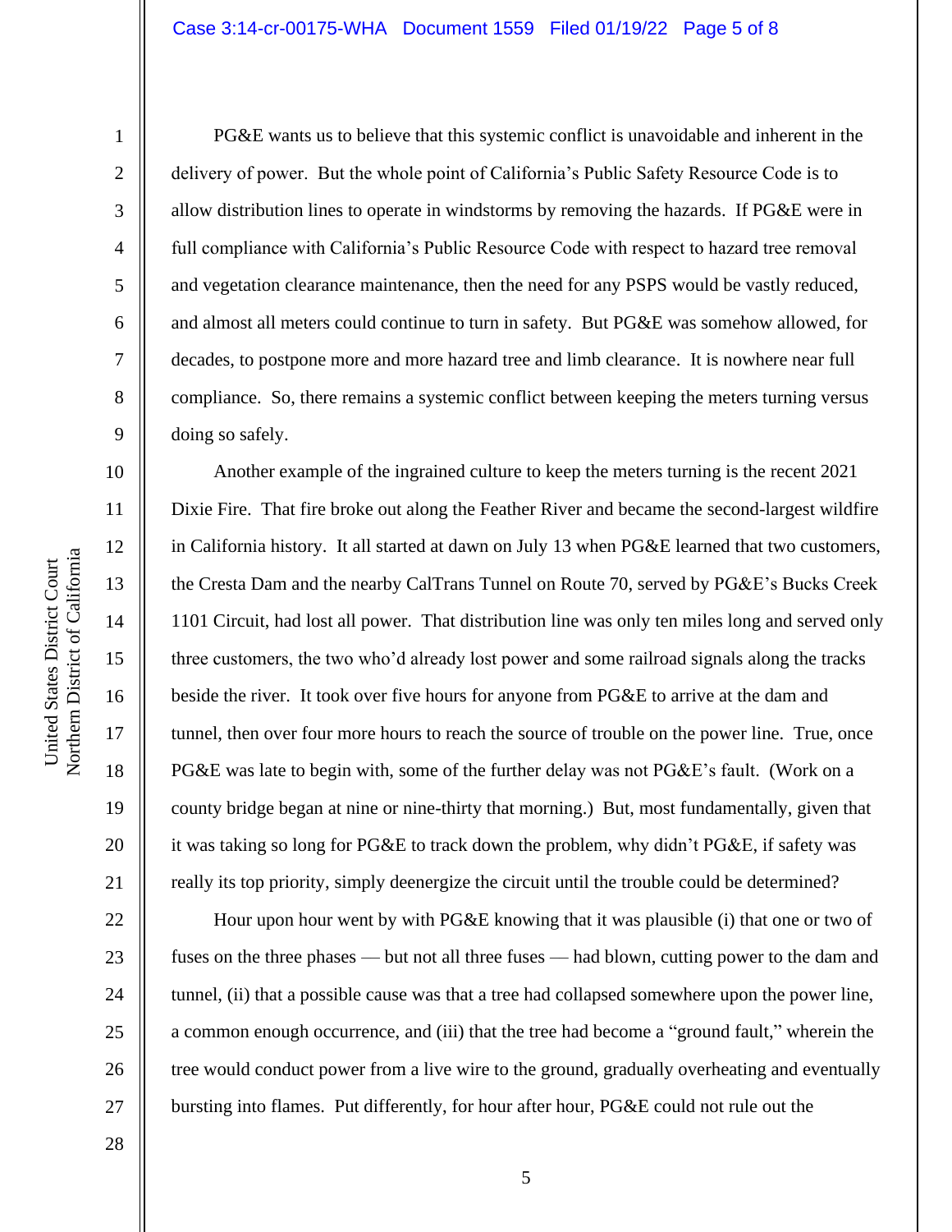PG&E wants us to believe that this systemic conflict is unavoidable and inherent in the delivery of power. But the whole point of California's Public Safety Resource Code is to allow distribution lines to operate in windstorms by removing the hazards. If PG&E were in full compliance with California's Public Resource Code with respect to hazard tree removal and vegetation clearance maintenance, then the need for any PSPS would be vastly reduced, and almost all meters could continue to turn in safety. But PG&E was somehow allowed, for decades, to postpone more and more hazard tree and limb clearance. It is nowhere near full compliance. So, there remains a systemic conflict between keeping the meters turning versus doing so safely.

Another example of the ingrained culture to keep the meters turning is the recent 2021 Dixie Fire. That fire broke out along the Feather River and became the second-largest wildfire in California history. It all started at dawn on July 13 when PG&E learned that two customers, the Cresta Dam and the nearby CalTrans Tunnel on Route 70, served by PG&E's Bucks Creek 1101 Circuit, had lost all power. That distribution line was only ten miles long and served only three customers, the two who'd already lost power and some railroad signals along the tracks beside the river. It took over five hours for anyone from PG&E to arrive at the dam and tunnel, then over four more hours to reach the source of trouble on the power line. True, once PG&E was late to begin with, some of the further delay was not PG&E's fault. (Work on a county bridge began at nine or nine-thirty that morning.) But, most fundamentally, given that it was taking so long for PG&E to track down the problem, why didn't PG&E, if safety was really its top priority, simply deenergize the circuit until the trouble could be determined?

Hour upon hour went by with PG&E knowing that it was plausible (i) that one or two of fuses on the three phases — but not all three fuses — had blown, cutting power to the dam and tunnel, (ii) that a possible cause was that a tree had collapsed somewhere upon the power line, a common enough occurrence, and (iii) that the tree had become a "ground fault," wherein the tree would conduct power from a live wire to the ground, gradually overheating and eventually bursting into flames. Put differently, for hour after hour, PG&E could not rule out the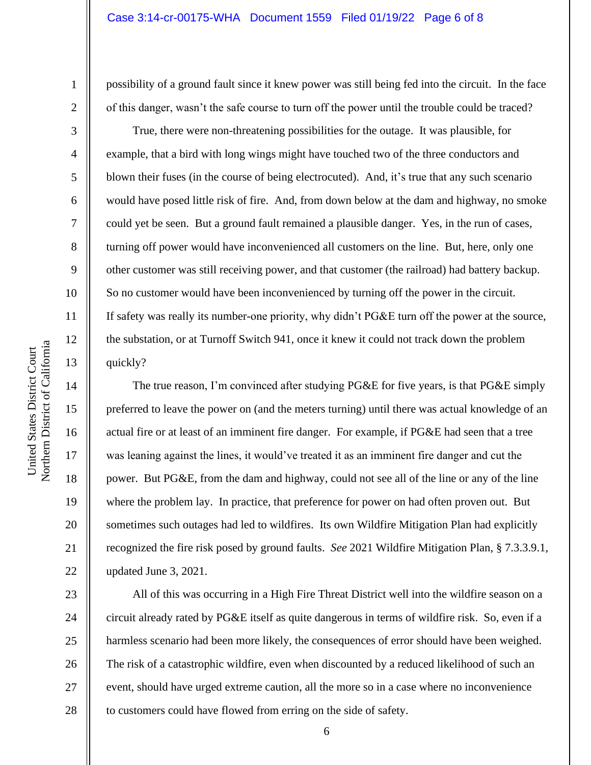possibility of a ground fault since it knew power was still being fed into the circuit. In the face of this danger, wasn't the safe course to turn off the power until the trouble could be traced?

True, there were non-threatening possibilities for the outage. It was plausible, for example, that a bird with long wings might have touched two of the three conductors and blown their fuses (in the course of being electrocuted). And, it's true that any such scenario would have posed little risk of fire. And, from down below at the dam and highway, no smoke could yet be seen. But a ground fault remained a plausible danger. Yes, in the run of cases, turning off power would have inconvenienced all customers on the line. But, here, only one other customer was still receiving power, and that customer (the railroad) had battery backup. So no customer would have been inconvenienced by turning off the power in the circuit. If safety was really its number-one priority, why didn't PG&E turn off the power at the source, the substation, or at Turnoff Switch 941, once it knew it could not track down the problem quickly?

The true reason, I'm convinced after studying PG&E for five years, is that PG&E simply preferred to leave the power on (and the meters turning) until there was actual knowledge of an actual fire or at least of an imminent fire danger. For example, if PG&E had seen that a tree was leaning against the lines, it would've treated it as an imminent fire danger and cut the power. But PG&E, from the dam and highway, could not see all of the line or any of the line where the problem lay. In practice, that preference for power on had often proven out. But sometimes such outages had led to wildfires. Its own Wildfire Mitigation Plan had explicitly recognized the fire risk posed by ground faults. *See* 2021 Wildfire Mitigation Plan, § 7.3.3.9.1, updated June 3, 2021.

All of this was occurring in a High Fire Threat District well into the wildfire season on a circuit already rated by PG&E itself as quite dangerous in terms of wildfire risk. So, even if a harmless scenario had been more likely, the consequences of error should have been weighed. The risk of a catastrophic wildfire, even when discounted by a reduced likelihood of such an event, should have urged extreme caution, all the more so in a case where no inconvenience to customers could have flowed from erring on the side of safety.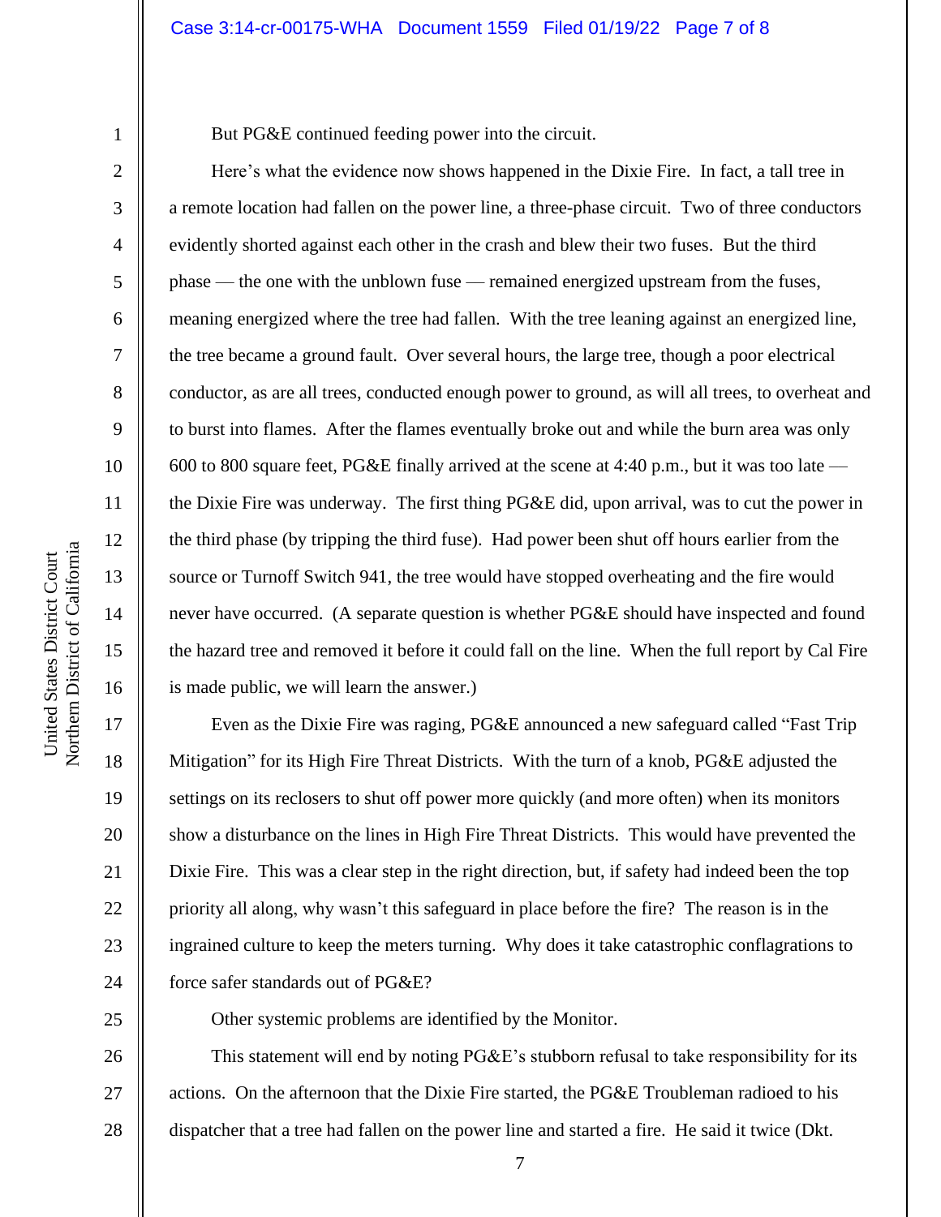But PG&E continued feeding power into the circuit.

Here's what the evidence now shows happened in the Dixie Fire. In fact, a tall tree in a remote location had fallen on the power line, a three-phase circuit. Two of three conductors evidently shorted against each other in the crash and blew their two fuses. But the third phase — the one with the unblown fuse — remained energized upstream from the fuses, meaning energized where the tree had fallen. With the tree leaning against an energized line, the tree became a ground fault. Over several hours, the large tree, though a poor electrical conductor, as are all trees, conducted enough power to ground, as will all trees, to overheat and to burst into flames. After the flames eventually broke out and while the burn area was only 600 to 800 square feet, PG&E finally arrived at the scene at 4:40 p.m., but it was too late — the Dixie Fire was underway. The first thing PG&E did, upon arrival, was to cut the power in the third phase (by tripping the third fuse). Had power been shut off hours earlier from the source or Turnoff Switch 941, the tree would have stopped overheating and the fire would never have occurred. (A separate question is whether PG&E should have inspected and found the hazard tree and removed it before it could fall on the line. When the full report by Cal Fire is made public, we will learn the answer.)

Even as the Dixie Fire was raging, PG&E announced a new safeguard called "Fast Trip Mitigation" for its High Fire Threat Districts. With the turn of a knob, PG&E adjusted the settings on its reclosers to shut off power more quickly (and more often) when its monitors show a disturbance on the lines in High Fire Threat Districts. This would have prevented the Dixie Fire. This was a clear step in the right direction, but, if safety had indeed been the top priority all along, why wasn't this safeguard in place before the fire? The reason is in the ingrained culture to keep the meters turning. Why does it take catastrophic conflagrations to force safer standards out of PG&E?

Other systemic problems are identified by the Monitor.

This statement will end by noting PG&E's stubborn refusal to take responsibility for its actions. On the afternoon that the Dixie Fire started, the PG&E Troubleman radioed to his dispatcher that a tree had fallen on the power line and started a fire. He said it twice (Dkt.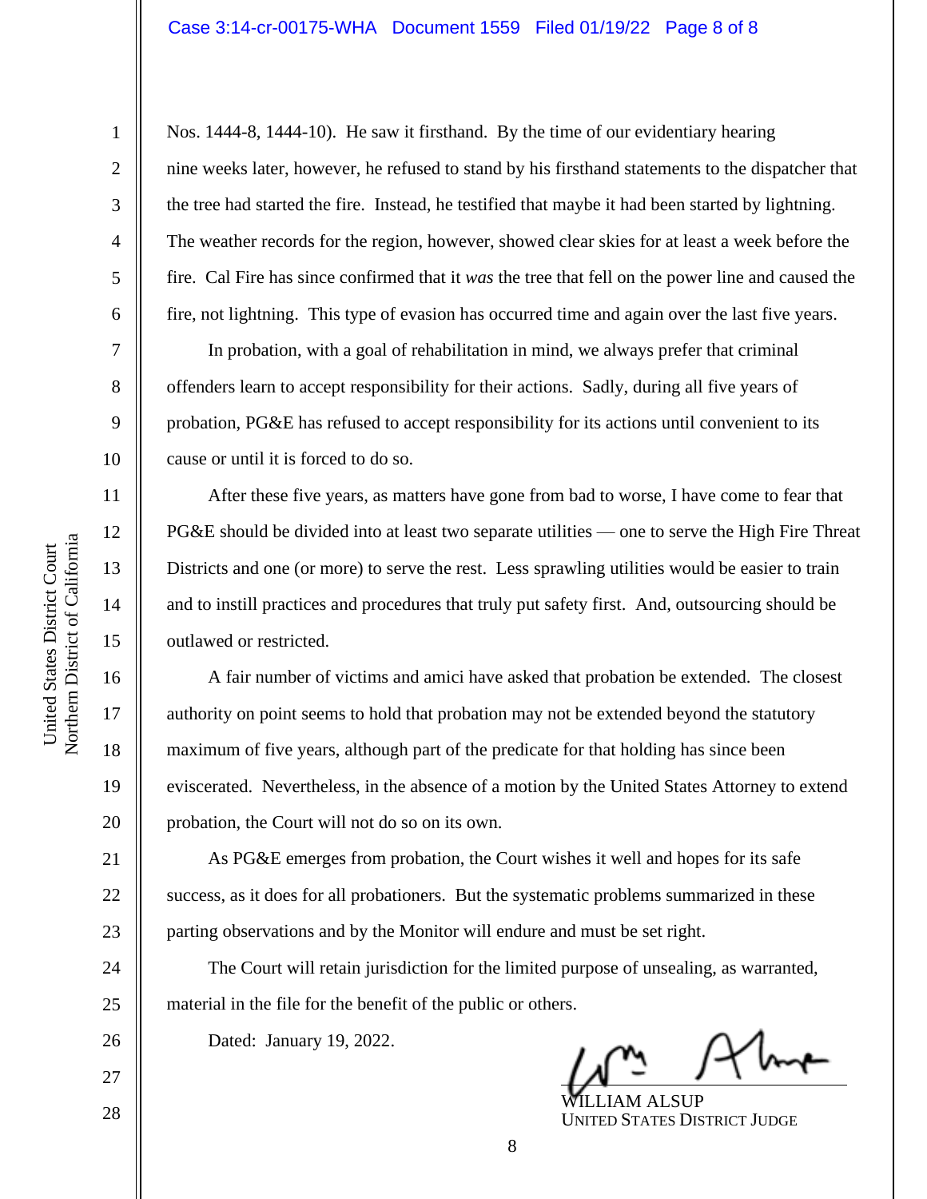Nos. 1444-8, 1444-10). He saw it firsthand. By the time of our evidentiary hearing nine weeks later, however, he refused to stand by his firsthand statements to the dispatcher that the tree had started the fire. Instead, he testified that maybe it had been started by lightning. The weather records for the region, however, showed clear skies for at least a week before the fire. Cal Fire has since confirmed that it *was* the tree that fell on the power line and caused the fire, not lightning. This type of evasion has occurred time and again over the last five years.

In probation, with a goal of rehabilitation in mind, we always prefer that criminal offenders learn to accept responsibility for their actions. Sadly, during all five years of probation, PG&E has refused to accept responsibility for its actions until convenient to its cause or until it is forced to do so.

After these five years, as matters have gone from bad to worse, I have come to fear that PG&E should be divided into at least two separate utilities — one to serve the High Fire Threat Districts and one (or more) to serve the rest. Less sprawling utilities would be easier to train and to instill practices and procedures that truly put safety first. And, outsourcing should be outlawed or restricted.

A fair number of victims and amici have asked that probation be extended. The closest authority on point seems to hold that probation may not be extended beyond the statutory maximum of five years, although part of the predicate for that holding has since been eviscerated. Nevertheless, in the absence of a motion by the United States Attorney to extend probation, the Court will not do so on its own.

As PG&E emerges from probation, the Court wishes it well and hopes for its safe success, as it does for all probationers. But the systematic problems summarized in these parting observations and by the Monitor will endure and must be set right.

The Court will retain jurisdiction for the limited purpose of unsealing, as warranted, material in the file for the benefit of the public or others.

Dated: January 19, 2022.

WILLIAM ALSUP
UNITED STATES DISTRICT JUDGE